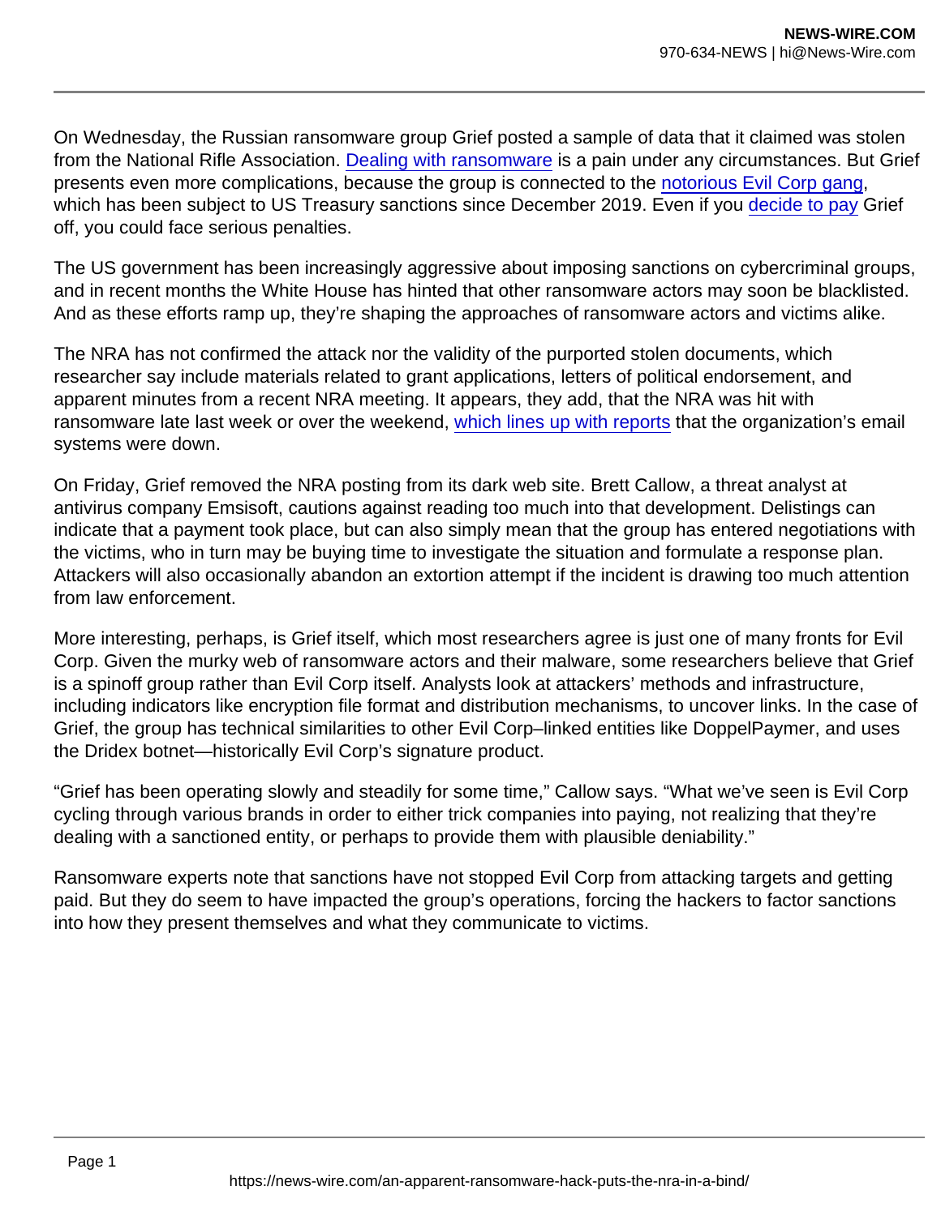On Wednesday, the Russian ransomware group Grief posted a sample of data that it claimed was stolen from the National Rifle Association. Dealing with ransomware is a pain under any circumstances. But Grief presents even more complications, because the group is connected to the notorious Evil Corp gang, which has been subject to US Treasury sanctions since December 2019. Even if you decide to pay Grief off, you could face serious penalties.

The US government has been increasingly aggressive about imposing sanctions on cybercriminal groups, and in recent months the White House has hinted that other ransomware actors may soon be blacklisted. And as these efforts ramp up, they're shaping the approaches of ransomware actors and victims alike.

The NRA has not confirmed the attack nor the validity of the purported stolen documents, which researcher say include materials related to grant applications, letters of political endorsement, and apparent minutes from a recent NRA meeting. It appears, they add, that the NRA was hit with ransomware late last week or over the weekend, which lines up with reports that the organization's email systems were down.

On Friday, Grief removed the NRA posting from its dark web site. Brett Callow, a threat analyst at antivirus company Emsisoft, cautions against reading too much into that development. Delistings can indicate that a payment took place, but can also simply mean that the group has entered negotiations with the victims, who in turn may be buying time to investigate the situation and formulate a response plan. Attackers will also occasionally abandon an extortion attempt if the incident is drawing too much attention from law enforcement.

More interesting, perhaps, is Grief itself, which most researchers agree is just one of many fronts for Evil Corp. Given the murky web of ransomware actors and their malware, some researchers believe that Grief is a spinoff group rather than Evil Corp itself. Analysts look at attackers' methods and infrastructure, including indicators like encryption file format and distribution mechanisms, to uncover links. In the case of Grief, the group has technical similarities to other Evil Corp–linked entities like DoppelPaymer, and uses the Dridex botnet—historically Evil Corp's signature product.

"Grief has been operating slowly and steadily for some time," Callow says. "What we've seen is Evil Corp cycling through various brands in order to either trick companies into paying, not realizing that they're dealing with a sanctioned entity, or perhaps to provide them with plausible deniability."

Ransomware experts note that sanctions have not stopped Evil Corp from attacking targets and getting paid. But they do seem to have impacted the group's operations, forcing the hackers to factor sanctions into how they present themselves and what they communicate to victims.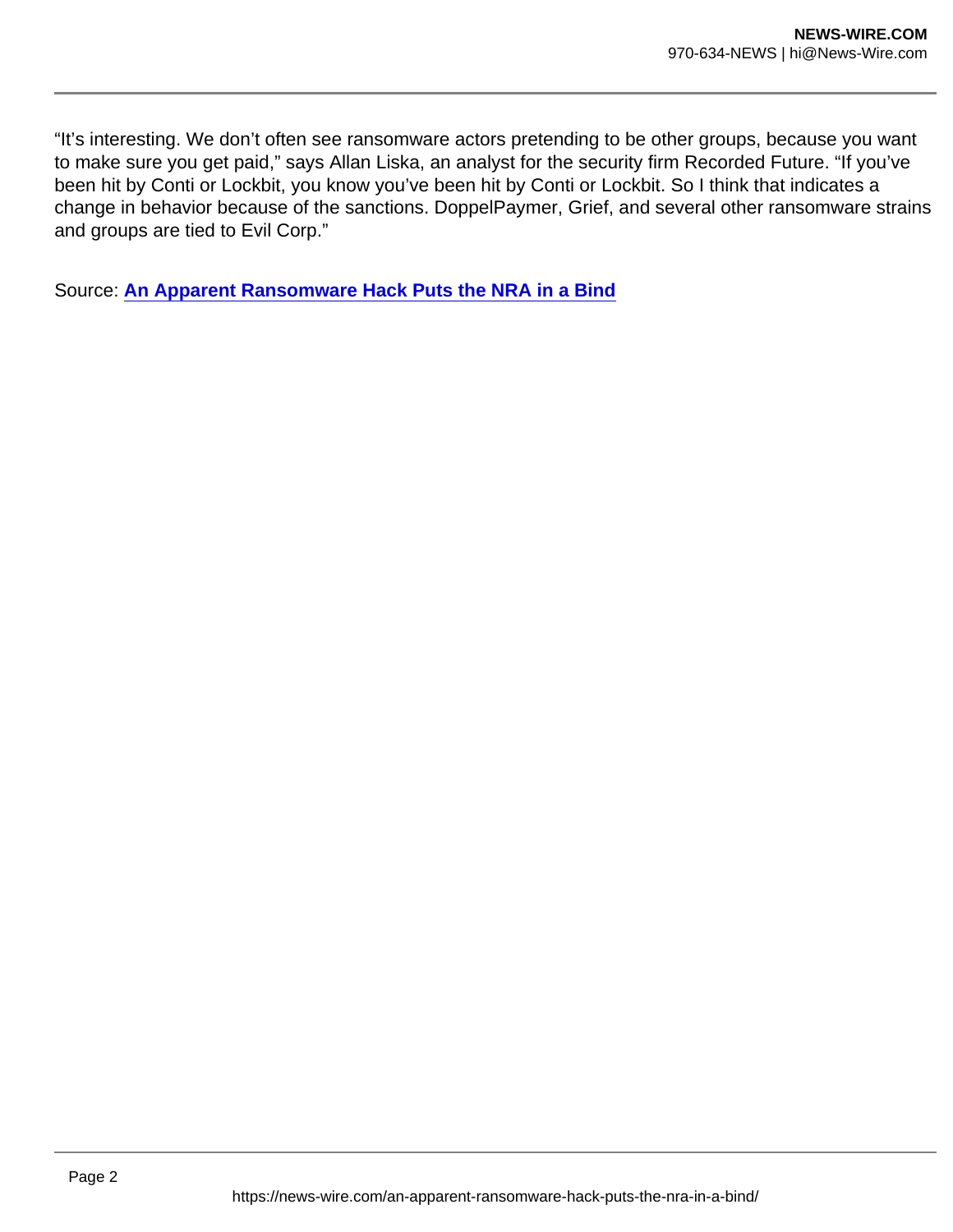“It’s interesting. We don’t often see ransomware actors pretending to be other groups, because you want to make sure you get paid,” says Allan Liska, an analyst for the security firm Recorded Future. “If you’ve been hit by Conti or Lockbit, you know you’ve been hit by Conti or Lockbit. So I think that indicates a change in behavior because of the sanctions. DoppelPaymer, Grief, and several other ransomware strains and groups are tied to Evil Corp.”

Source: **[An Apparent Ransomware Hack Puts the NRA in a Bind](https://news-wire.com/an-apparent-ransomware-hack-puts-the-nra-in-a-bind/)**